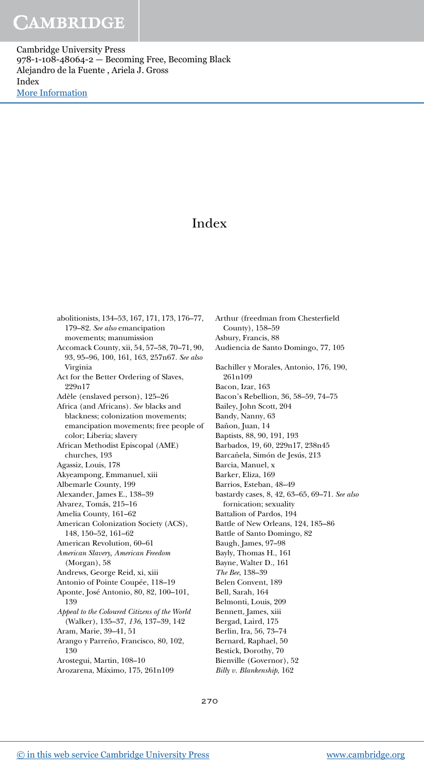# Index

abolitionists, 134–53, 167, 171, 173, 176–77, 179–82. *See also* emancipation movements; manumission
Accomack County, xii, 54, 57–58, 70–71, 90, 93, 95–96, 100, 161, 163, 257n67. *See also* Virginia
Act for the Better Ordering of Slaves, 229n17
Adèle (enslaved person), 125–26
Africa (and Africans). *See* blacks and blackness; colonization movements; emancipation movements; free people of color; Liberia; slavery
African Methodist Episcopal (AME) churches, 193
Agassiz, Louis, 178
Akyeampong, Emmanuel, xiii
Albemarle County, 199
Alexander, James E., 138–39
Alvarez, Tomás, 215–16
Amelia County, 161–62
American Colonization Society (ACS), 148, 150–52, 161–62
American Revolution, 60–61
*American Slavery, American Freedom* (Morgan), 58
Andrews, George Reid, xi, xiii
Antonio of Pointe Coupée, 118–19
Aponte, José Antonio, 80, 82, 100–101, 139
*Appeal to the Coloured Citizens of the World* (Walker), 135–37, *136*, 137–39, 142
Aram, Marie, 39–41, 51
Arango y Parreño, Francisco, 80, 102, 130
Arostegui, Martin, 108–10
Arozarena, Máximo, 175, 261n109
Arthur (freedman from Chesterfield County), 158–59
Asbury, Francis, 88
Audiencia de Santo Domingo, 77, 105

Bachiller y Morales, Antonio, 176, 190, 261n109
Bacon, Izar, 163
Bacon's Rebellion, 36, 58–59, 74–75
Bailey, John Scott, 204
Bandy, Nanny, 63
Bañon, Juan, 14
Baptists, 88, 90, 191, 193
Barbados, 19, 60, 229n17, 238n45
Barcañela, Simón de Jesús, 213
Barcia, Manuel, x
Barker, Eliza, 169
Barrios, Esteban, 48–49
bastardy cases, 8, 42, 63–65, 69–71. *See also* fornication; sexuality
Battalion of Pardos, 194
Battle of New Orleans, 124, 185–86
Battle of Santo Domingo, 82
Baugh, James, 97–98
Bayly, Thomas H., 161
Bayne, Walter D., 161
*The Bee*, 138–39
Belen Convent, 189
Bell, Sarah, 164
Belmonti, Louis, 209
Bennett, James, xiii
Bergad, Laird, 175
Berlin, Ira, 56, 73–74
Bernard, Raphael, 50
Bestick, Dorothy, 70
Bienville (Governor), 52
*Billy v. Blankenship*, 162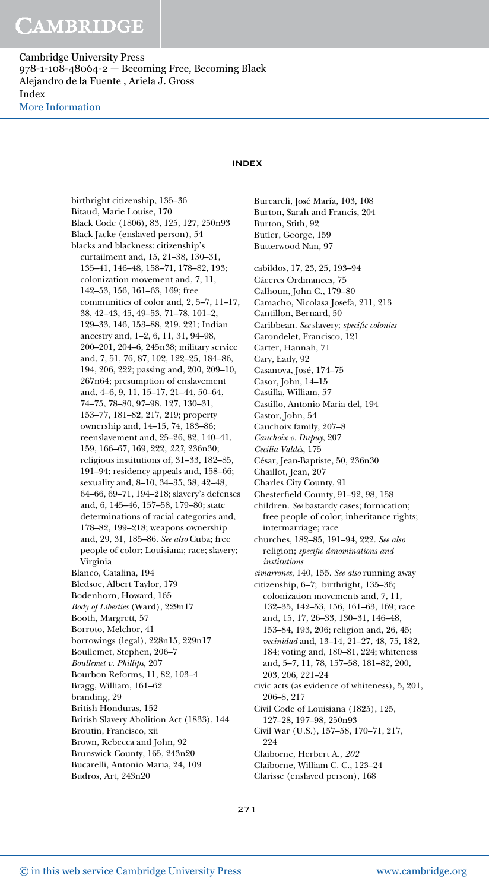# INDEX

birthright citizenship, 135–36
Bitaud, Marie Louise, 170
Black Code (1806), 83, 125, 127, 250n93
Black Jacke (enslaved person), 54
blacks and blackness: citizenship's curtailment and, 15, 21–38, 130–31, 135–41, 146–48, 158–71, 178–82, 193; colonization movement and, 7, 11, 142–53, 156, 161–63, 169; free communities of color and, 2, 5–7, 11–17, 38, 42–43, 45, 49–53, 71–78, 101–2, 129–33, 146, 153–88, 219, 221; Indian ancestry and, 1–2, 6, 11, 31, 94–98, 200–201, 204–6, 245n38; military service and, 7, 51, 76, 87, 102, 122–25, 184–86, 194, 206, 222; passing and, 200, 209–10, 267n64; presumption of enslavement and, 4–6, 9, 11, 15–17, 21–44, 50–64, 74–75, 78–80, 97–98, 127, 130–31, 153–77, 181–82, 217, 219; property ownership and, 14–15, 74, 183–86; reenslavement and, 25–26, 82, 140–41, 159, 166–67, 169, 222, *223*, 236n30; religious institutions of, 31–33, 182–85, 191–94; residency appeals and, 158–66; sexuality and, 8–10, 34–35, 38, 42–48, 64–66, 69–71, 194–218; slavery's defenses and, 6, 145–46, 157–58, 179–80; state determinations of racial categories and, 178–82, 199–218; weapons ownership and, 29, 31, 185–86. *See also* Cuba; free people of color; Louisiana; race; slavery; Virginia
Blanco, Catalina, 194
Bledsoe, Albert Taylor, 179
Bodenhorn, Howard, 165
*Body of Liberties* (Ward), 229n17
Booth, Margrett, 57
Borroto, Melchor, 41
borrowings (legal), 228n15, 229n17
Boullemet, Stephen, 206–7
*Boullemet v. Phillips*, 207
Bourbon Reforms, 11, 82, 103–4
Bragg, William, 161–62
branding, 29
British Honduras, 152
British Slavery Abolition Act (1833), 144
Broutin, Francisco, xii
Brown, Rebecca and John, 92
Brunswick County, 165, 243n20
Bucarelli, Antonio Maria, 24, 109
Budros, Art, 243n20
Burcareli, José María, 103, 108
Burton, Sarah and Francis, 204
Burton, Stith, 92
Butler, George, 159
Butterwood Nan, 97

cabildos, 17, 23, 25, 193–94
Cáceres Ordinances, 75
Calhoun, John C., 179–80
Camacho, Nicolasa Josefa, 211, 213
Cantillon, Bernard, 50
Caribbean. *See* slavery; *specific colonies*
Carondelet, Francisco, 121
Carter, Hannah, 71
Cary, Eady, 92
Casanova, José, 174–75
Casor, John, 14–15
Castilla, William, 57
Castillo, Antonio Maria del, 194
Castor, John, 54
Cauchoix family, 207–8
*Cauchoix v. Dupuy*, 207
*Cecilia Valdés*, 175
César, Jean-Baptiste, 50, 236n30
Chaillot, Jean, 207
Charles City County, 91
Chesterfield County, 91–92, 98, 158
children. *See* bastardy cases; fornication; free people of color; inheritance rights; intermarriage; race
churches, 182–85, 191–94, 222. *See also* religion; *specific denominations and institutions*
*cimarrones*, 140, 155. *See also* running away
citizenship, 6–7; birthright, 135–36; colonization movements and, 7, 11, 132–35, 142–53, 156, 161–63, 169; race and, 15, 17, 26–33, 130–31, 146–48, 153–84, 193, 206; religion and, 26, 45; *vecinidad* and, 13–14, 21–27, 48, 75, 182, 184; voting and, 180–81, 224; whiteness and, 5–7, 11, 78, 157–58, 181–82, 200, 203, 206, 221–24
civic acts (as evidence of whiteness), 5, 201, 206–8, 217
Civil Code of Louisiana (1825), 125, 127–28, 197–98, 250n93
Civil War (U.S.), 157–58, 170–71, 217, 224
Claiborne, Herbert A., *202*
Claiborne, William C. C., 123–24
Clarisse (enslaved person), 168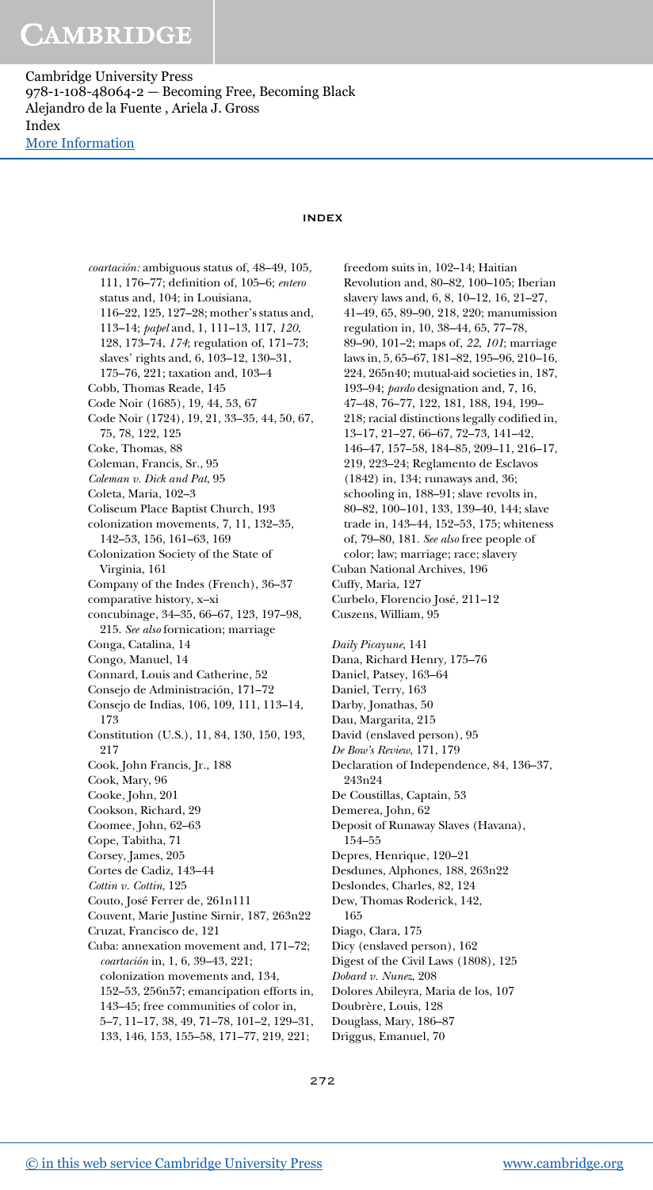## INDEX

*coartación:* ambiguous status of, 48–49, 105, 111, 176–77; definition of, 105–6; *entero* status and, 104; in Louisiana, 116–22, 125, 127–28; mother's status and, 113–14; *papel* and, 1, 111–13, 117, *120*, 128, 173–74, *174*; regulation of, 171–73; slaves' rights and, 6, 103–12, 130–31, 175–76, 221; taxation and, 103–4
Cobb, Thomas Reade, 145
Code Noir (1685), 19, 44, 53, 67
Code Noir (1724), 19, 21, 33–35, 44, 50, 67, 75, 78, 122, 125
Coke, Thomas, 88
Coleman, Francis, Sr., 95
*Coleman v. Dick and Pat*, 95
Coleta, Maria, 102–3
Coliseum Place Baptist Church, 193
colonization movements, 7, 11, 132–35, 142–53, 156, 161–63, 169
Colonization Society of the State of Virginia, 161
Company of the Indes (French), 36–37
comparative history, x–xi
concubinage, 34–35, 66–67, 123, 197–98, 215. *See also* fornication; marriage
Conga, Catalina, 14
Congo, Manuel, 14
Connard, Louis and Catherine, 52
Consejo de Administración, 171–72
Consejo de Indias, 106, 109, 111, 113–14, 173
Constitution (U.S.), 11, 84, 130, 150, 193, 217
Cook, John Francis, Jr., 188
Cook, Mary, 96
Cooke, John, 201
Cookson, Richard, 29
Coomee, John, 62–63
Cope, Tabitha, 71
Corsey, James, 205
Cortes de Cadiz, 143–44
*Cottin v. Cottin*, 125
Couto, José Ferrer de, 261n111
Couvent, Marie Justine Sirnir, 187, 263n22
Cruzat, Francisco de, 121
Cuba: annexation movement and, 171–72; *coartación* in, 1, 6, 39–43, 221; colonization movements and, 134, 152–53, 256n57; emancipation efforts in, 143–45; free communities of color in, 5–7, 11–17, 38, 49, 71–78, 101–2, 129–31, 133, 146, 153, 155–58, 171–77, 219, 221; freedom suits in, 102–14; Haitian Revolution and, 80–82, 100–105; Iberian slavery laws and, 6, 8, 10–12, 16, 21–27, 41–49, 65, 89–90, 218, 220; manumission regulation in, 10, 38–44, 65, 77–78, 89–90, 101–2; maps of, *22*, *101*; marriage laws in, 5, 65–67, 181–82, 195–96, 210–16, 224, 265n40; mutual-aid societies in, 187, 193–94; *pardo* designation and, 7, 16, 47–48, 76–77, 122, 181, 188, 194, 199–218; racial distinctions legally codified in, 13–17, 21–27, 66–67, 72–73, 141–42, 146–47, 157–58, 184–85, 209–11, 216–17, 219, 223–24; Reglamento de Esclavos (1842) in, 134; runaways and, 36; schooling in, 188–91; slave revolts in, 80–82, 100–101, 133, 139–40, 144; slave trade in, 143–44, 152–53, 175; whiteness of, 79–80, 181. *See also* free people of color; law; marriage; race; slavery
Cuban National Archives, 196
Cuffy, Maria, 127
Curbelo, Florencio José, 211–12
Cuszens, William, 95

*Daily Picayune*, 141
Dana, Richard Henry, 175–76
Daniel, Patsey, 163–64
Daniel, Terry, 163
Darby, Jonathas, 50
Dau, Margarita, 215
David (enslaved person), 95
*De Bow's Review*, 171, 179
Declaration of Independence, 84, 136–37, 243n24
De Coustillas, Captain, 53
Demerea, John, 62
Deposit of Runaway Slaves (Havana), 154–55
Depres, Henrique, 120–21
Desdunes, Alphones, 188, 263n22
Deslondes, Charles, 82, 124
Dew, Thomas Roderick, 142, 165
Diago, Clara, 175
Dicy (enslaved person), 162
Digest of the Civil Laws (1808), 125
*Dobard v. Nunez*, 208
Dolores Abileyra, Maria de los, 107
Doubrère, Louis, 128
Douglass, Mary, 186–87
Driggus, Emanuel, 70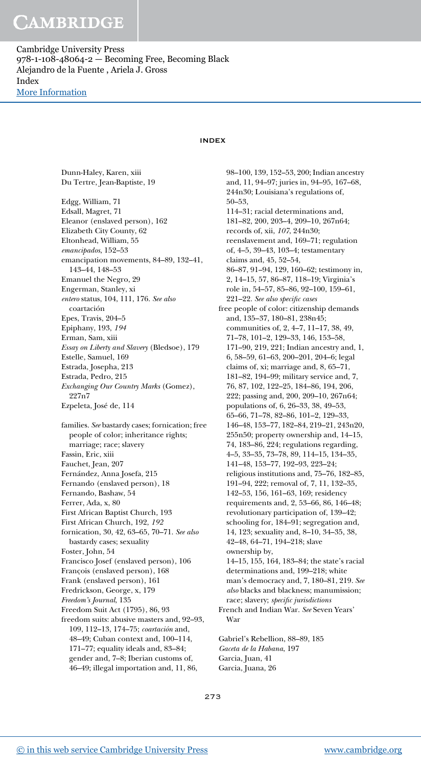# INDEX

Dunn-Haley, Karen, xiii
Du Tertre, Jean-Baptiste, 19

Edgg, William, 71
Edsall, Magret, 71
Eleanor (enslaved person), 162
Elizabeth City County, 62
Eltonhead, William, 55
*emancipados*, 152–53
emancipation movements, 84–89, 132–41, 143–44, 148–53
Emanuel the Negro, 29
Engerman, Stanley, xi
*entero* status, 104, 111, 176. *See also* coartación
Epes, Travis, 204–5
Epiphany, 193, *194*
Erman, Sam, xiii
*Essay on Liberty and Slavery* (Bledsoe), 179
Estelle, Samuel, 169
Estrada, Josepha, 213
Estrada, Pedro, 215
*Exchanging Our Country Marks* (Gomez), 227n7
Ezpeleta, José de, 114

families. *See* bastardy cases; fornication; free people of color; inheritance rights; marriage; race; slavery
Fassin, Eric, xiii
Fauchet, Jean, 207
Fernández, Anna Josefa, 215
Fernando (enslaved person), 18
Fernando, Bashaw, 54
Ferrer, Ada, x, 80
First African Baptist Church, 193
First African Church, 192, *192*
fornication, 30, 42, 63–65, 70–71. *See also* bastardy cases; sexuality
Foster, John, 54
Francisco Josef (enslaved person), 106
François (enslaved person), 168
Frank (enslaved person), 161
Fredrickson, George, x, 179
*Freedom's Journal*, 135
Freedom Suit Act (1795), 86, 93
freedom suits: abusive masters and, 92–93, 109, 112–13, 174–75; *coartación* and, 48–49; Cuban context and, 100–114, 171–77; equality ideals and, 83–84; gender and, 7–8; Iberian customs of, 46–49; illegal importation and, 11, 86, 98–100, 139, 152–53, 200; Indian ancestry and, 11, 94–97; juries in, 94–95, 167–68, 244n30; Louisiana's regulations of, 50–53, 114–31; racial determinations and, 181–82, 200, 203–4, 209–10, 267n64; records of, xii, *107*, 244n30; reenslavement and, 169–71; regulation of, 4–5, 39–43, 103–4; testamentary claims and, 45, 52–54, 86–87, 91–94, 129, 160–62; testimony in, 2, 14–15, 57, 86–87, 118–19; Virginia's role in, 54–57, 85–86, 92–100, 159–61, 221–22. *See also specific cases*
free people of color: citizenship demands and, 135–37, 180–81, 238n45; communities of, 2, 4–7, 11–17, 38, 49, 71–78, 101–2, 129–33, 146, 153–58, 171–90, 219, 221; Indian ancestry and, 1, 6, 58–59, 61–63, 200–201, 204–6; legal claims of, xi; marriage and, 8, 65–71, 181–82, 194–99; military service and, 7, 76, 87, 102, 122–25, 184–86, 194, 206, 222; passing and, 200, 209–10, 267n64; populations of, 6, 26–33, 38, 49–53, 65–66, 71–78, 82–86, 101–2, 129–33, 146–48, 153–77, 182–84, 219–21, 243n20, 255n50; property ownership and, 14–15, 74, 183–86, 224; regulations regarding, 4–5, 33–35, 73–78, 89, 114–15, 134–35, 141–48, 153–77, 192–93, 223–24; religious institutions and, 75–76, 182–85, 191–94, 222; removal of, 7, 11, 132–35, 142–53, 156, 161–63, 169; residency requirements and, 2, 53–66, 86, 146–48; revolutionary participation of, 139–42; schooling for, 184–91; segregation and, 14, 123; sexuality and, 8–10, 34–35, 38, 42–48, 64–71, 194–218; slave ownership by, 14–15, 155, 164, 183–84; the state's racial determinations and, 199–218; white man's democracy and, 7, 180–81, 219. *See also* blacks and blackness; manumission; race; slavery; *specific jurisdictions*
French and Indian War. *See* Seven Years' War

Gabriel's Rebellion, 88–89, 185
*Gaceta de la Habana*, 197
Garcia, Juan, 41
Garcia, Juana, 26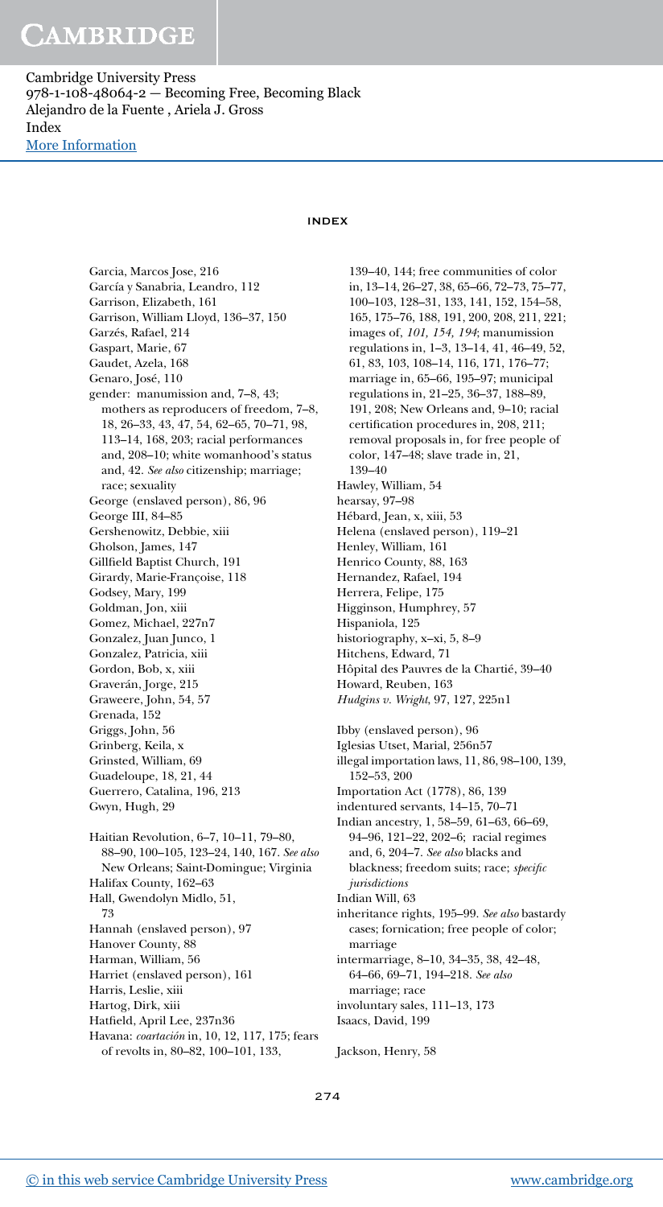# INDEX

Garcia, Marcos Jose, 216
García y Sanabria, Leandro, 112
Garrison, Elizabeth, 161
Garrison, William Lloyd, 136–37, 150
Garzés, Rafael, 214
Gaspart, Marie, 67
Gaudet, Azela, 168
Genaro, José, 110
gender: manumission and, 7–8, 43; mothers as reproducers of freedom, 7–8, 18, 26–33, 43, 47, 54, 62–65, 70–71, 98, 113–14, 168, 203; racial performances and, 208–10; white womanhood's status and, 42. *See also* citizenship; marriage; race; sexuality
George (enslaved person), 86, 96
George III, 84–85
Gershenowitz, Debbie, xiii
Gholson, James, 147
Gillfield Baptist Church, 191
Girardy, Marie-Françoise, 118
Godsey, Mary, 199
Goldman, Jon, xiii
Gomez, Michael, 227n7
Gonzalez, Juan Junco, 1
Gonzalez, Patricia, xiii
Gordon, Bob, x, xiii
Graverán, Jorge, 215
Graweere, John, 54, 57
Grenada, 152
Griggs, John, 56
Grinberg, Keila, x
Grinsted, William, 69
Guadeloupe, 18, 21, 44
Guerrero, Catalina, 196, 213
Gwyn, Hugh, 29

Haitian Revolution, 6–7, 10–11, 79–80, 88–90, 100–105, 123–24, 140, 167. *See also* New Orleans; Saint-Domingue; Virginia
Halifax County, 162–63
Hall, Gwendolyn Midlo, 51, 73
Hannah (enslaved person), 97
Hanover County, 88
Harman, William, 56
Harriet (enslaved person), 161
Harris, Leslie, xiii
Hartog, Dirk, xiii
Hatfield, April Lee, 237n36
Havana: *coartación* in, 10, 12, 117, 175; fears of revolts in, 80–82, 100–101, 133, 139–40, 144; free communities of color in, 13–14, 26–27, 38, 65–66, 72–73, 75–77, 100–103, 128–31, 133, 141, 152, 154–58, 165, 175–76, 188, 191, 200, 208, 211, 221; images of, *101, 154, 194*; manumission regulations in, 1–3, 13–14, 41, 46–49, 52, 61, 83, 103, 108–14, 116, 171, 176–77; marriage in, 65–66, 195–97; municipal regulations in, 21–25, 36–37, 188–89, 191, 208; New Orleans and, 9–10; racial certification procedures in, 208, 211; removal proposals in, for free people of color, 147–48; slave trade in, 21, 139–40
Hawley, William, 54
hearsay, 97–98
Hébard, Jean, x, xiii, 53
Helena (enslaved person), 119–21
Henley, William, 161
Henrico County, 88, 163
Hernandez, Rafael, 194
Herrera, Felipe, 175
Higginson, Humphrey, 57
Hispaniola, 125
historiography, x–xi, 5, 8–9
Hitchens, Edward, 71
Hôpital des Pauvres de la Chartié, 39–40
Howard, Reuben, 163
*Hudgins v. Wright*, 97, 127, 225n1

Ibby (enslaved person), 96
Iglesias Utset, Marial, 256n57
illegal importation laws, 11, 86, 98–100, 139, 152–53, 200
Importation Act (1778), 86, 139
indentured servants, 14–15, 70–71
Indian ancestry, 1, 58–59, 61–63, 66–69, 94–96, 121–22, 202–6; racial regimes and, 6, 204–7. *See also* blacks and blackness; freedom suits; race; *specific jurisdictions*
Indian Will, 63
inheritance rights, 195–99. *See also* bastardy cases; fornication; free people of color; marriage
intermarriage, 8–10, 34–35, 38, 42–48, 64–66, 69–71, 194–218. *See also* marriage; race
involuntary sales, 111–13, 173
Isaacs, David, 199

Jackson, Henry, 58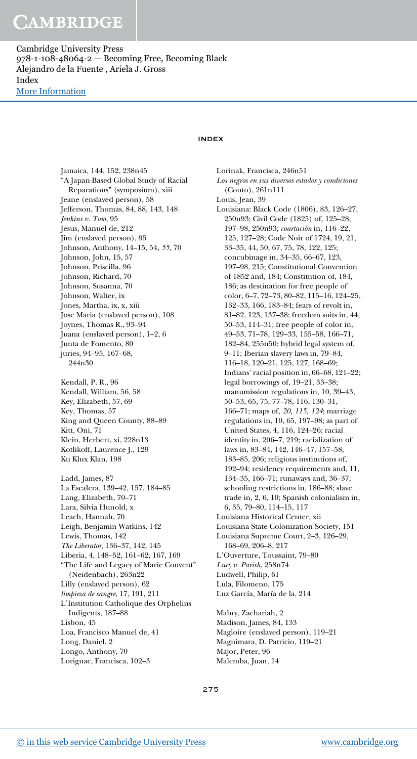## INDEX

Jamaica, 144, 152, 238n45
"A Japan-Based Global Study of Racial Reparations" (symposium), xiii
Jeane (enslaved person), 58
Jefferson, Thomas, 84, 88, 143, 148
*Jenkins v. Tom*, 95
Jesus, Manuel de, 212
Jim (enslaved person), 95
Johnson, Anthony, 14–15, 54, *55*, 70
Johnson, John, 15, 57
Johnson, Priscilla, 96
Johnson, Richard, 70
Johnson, Susanna, 70
Johnson, Walter, ix
Jones, Martha, ix, x, xiii
Jose Maria (enslaved person), 108
Joynes, Thomas R., 93–94
Juana (enslaved person), 1–2, 6
Junta de Fomento, 80
juries, 94–95, 167–68, 244n30

Kendall, P. R., 96
Kendall, William, 56, 58
Key, Elizabeth, 57, 69
Key, Thomas, 57
King and Queen County, 88–89
Kitt, Oni, 71
Klein, Herbert, xi, 228n13
Kotlikoff, Laurence J., 129
Ku Klux Klan, 198

Ladd, James, 87
La Escalera, 139–42, 157, 184–85
Lang, Elizabeth, 70–71
Lara, Silvia Hunold, x
Leach, Hannah, 70
Leigh, Benjamin Watkins, 142
Lewis, Thomas, 142
*The Liberator*, 136–37, 142, 145
Liberia, 4, 148–52, 161–62, 167, 169
"The Life and Legacy of Marie Couvent" (Neidenbach), 263n22
Lilly (enslaved person), 62
*limpieza de sangre*, 17, 191, 211
L'Institution Catholique des Orphelins Indigents, 187–88
Lisbon, 45
Loa, Francisco Manuel de, 41
Long, Daniel, 2
Longo, Anthony, 70
Lorignac, Francisca, 102–3
Lorinak, Francisca, 246n51
*Los negros en sus diversos estados y condiciones* (Couto), 261n111
Louis, Jean, 39
Louisiana: Black Code (1806), 83, 126–27, 250n93; Civil Code (1825) of, 125–28, 197–98, 250n93; *coartación* in, 116–22, 125, 127–28; Code Noir of 1724, 19, 21, 33–35, 44, 50, 67, 75, 78, 122, 125; concubinage in, 34–35, 66–67, 123, 197–98, 215; Constitutional Convention of 1852 and, 184; Constitution of, 184, 186; as destination for free people of color, 6–7, 72–73, 80–82, 115–16, 124–25, 132–33, 166, 183–84; fears of revolt in, 81–82, 123, 137–38; freedom suits in, 44, 50–53, 114–31; free people of color in, 49–53, 71–78, 129–33, 155–58, 166–71, 182–84, 255n50; hybrid legal system of, 9–11; Iberian slavery laws in, 79–84, 116–18, 120–21, 125, 127, 168–69; Indians' racial position in, 66–68, 121–22; legal borrowings of, 19–21, 33–38; manumission regulations in, 10, 39–43, 50–53, 65, 75, 77–78, 116, 130–31, 166–71; maps of, *20, 115, 124*; marriage regulations in, 10, 65, 197–98; as part of United States, 4, 116, 124–26; racial identity in, 206–7, 219; racialization of laws in, 83–84, 142, 146–47, 157–58, 183–85, 206; religious institutions of, 192–94; residency requirements and, 11, 134–35, 166–71; runaways and, 36–37; schooling restrictions in, 186–88; slave trade in, 2, 6, 10; Spanish colonialism in, 6, 35, 79–80, 114–15, 117
Louisiana Historical Center, xii
Louisiana State Colonization Society, 151
Louisiana Supreme Court, 2–3, 126–29, 168–69, 206–8, 217
L'Ouverture, Toussaint, 79–80
*Lucy v. Parish*, 258n74
Ludwell, Philip, 61
Lula, Filomeno, 175
Luz García, María de la, 214

Mabry, Zachariah, 2
Madison, James, 84, 133
Magloire (enslaved person), 119–21
Magnimara, D. Patricio, 119–21
Major, Peter, 96
Malemba, Juan, 14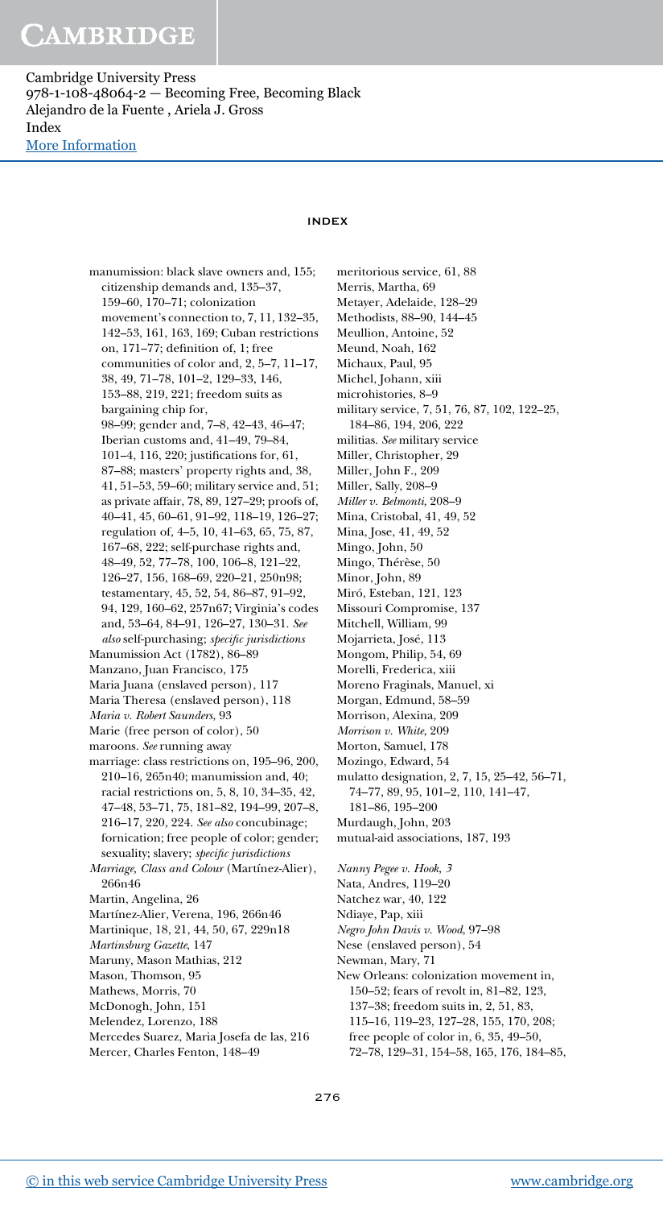# INDEX

manumission: black slave owners and, 155; citizenship demands and, 135–37, 159–60, 170–71; colonization movement's connection to, 7, 11, 132–35, 142–53, 161, 163, 169; Cuban restrictions on, 171–77; definition of, 1; free communities of color and, 2, 5–7, 11–17, 38, 49, 71–78, 101–2, 129–33, 146, 153–88, 219, 221; freedom suits as bargaining chip for, 98–99; gender and, 7–8, 42–43, 46–47; Iberian customs and, 41–49, 79–84, 101–4, 116, 220; justifications for, 61, 87–88; masters' property rights and, 38, 41, 51–53, 59–60; military service and, 51; as private affair, 78, 89, 127–29; proofs of, 40–41, 45, 60–61, 91–92, 118–19, 126–27; regulation of, 4–5, 10, 41–63, 65, 75, 87, 167–68, 222; self-purchase rights and, 48–49, 52, 77–78, 100, 106–8, 121–22, 126–27, 156, 168–69, 220–21, 250n98; testamentary, 45, 52, 54, 86–87, 91–92, 94, 129, 160–62, 257n67; Virginia's codes and, 53–64, 84–91, 126–27, 130–31. *See also* self-purchasing; *specific jurisdictions*

Manumission Act (1782), 86–89

Manzano, Juan Francisco, 175

Maria Juana (enslaved person), 117

Maria Theresa (enslaved person), 118

*Maria v. Robert Saunders*, 93

Marie (free person of color), 50

maroons. *See* running away

marriage: class restrictions on, 195–96, 200, 210–16, 265n40; manumission and, 40; racial restrictions on, 5, 8, 10, 34–35, 42, 47–48, 53–71, 75, 181–82, 194–99, 207–8, 216–17, 220, 224. *See also* concubinage; fornication; free people of color; gender; sexuality; slavery; *specific jurisdictions*

*Marriage, Class and Colour* (Martínez-Alier), 266n46

Martin, Angelina, 26

Martínez-Alier, Verena, 196, 266n46

Martinique, 18, 21, 44, 50, 67, 229n18

*Martinsburg Gazette*, 147

Maruny, Mason Mathias, 212

Mason, Thomson, 95

Mathews, Morris, 70

McDonogh, John, 151

Melendez, Lorenzo, 188

Mercedes Suarez, Maria Josefa de las, 216

Mercer, Charles Fenton, 148–49

meritorious service, 61, 88

Merris, Martha, 69

Metayer, Adelaide, 128–29

Methodists, 88–90, 144–45

Meullion, Antoine, 52

Meund, Noah, 162

Michaux, Paul, 95

Michel, Johann, xiii

microhistories, 8–9

military service, 7, 51, 76, 87, 102, 122–25, 184–86, 194, 206, 222

militias. *See* military service

Miller, Christopher, 29

Miller, John F., 209

Miller, Sally, 208–9

*Miller v. Belmonti*, 208–9

Mina, Cristobal, 41, 49, 52

Mina, Jose, 41, 49, 52

Mingo, John, 50

Mingo, Thérèse, 50

Minor, John, 89

Miró, Esteban, 121, 123

Missouri Compromise, 137

Mitchell, William, 99

Mojarrieta, José, 113

Mongom, Philip, 54, 69

Morelli, Frederica, xiii

Moreno Fraginals, Manuel, xi

Morgan, Edmund, 58–59

Morrison, Alexina, 209

*Morrison v. White*, 209

Morton, Samuel, 178

Mozingo, Edward, 54

mulatto designation, 2, 7, 15, 25–42, 56–71, 74–77, 89, 95, 101–2, 110, 141–47, 181–86, 195–200

Murdaugh, John, 203

mutual-aid associations, 187, 193

*Nanny Pegee v. Hook*, 3

Nata, Andres, 119–20

Natchez war, 40, 122

Ndiaye, Pap, xiii

*Negro John Davis v. Wood*, 97–98

Nese (enslaved person), 54

Newman, Mary, 71

New Orleans: colonization movement in, 150–52; fears of revolt in, 81–82, 123, 137–38; freedom suits in, 2, 51, 83, 115–16, 119–23, 127–28, 155, 170, 208; free people of color in, 6, 35, 49–50, 72–78, 129–31, 154–58, 165, 176, 184–85,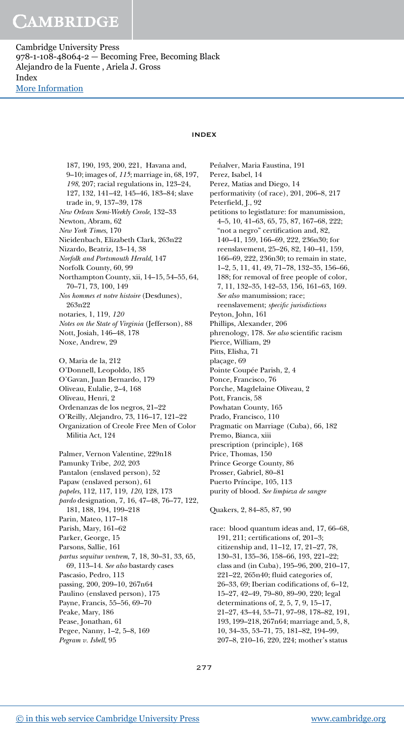## INDEX

187, 190, 193, 200, 221, Havana and, 9–10; images of, *115*; marriage in, 68, 197, *198*, 207; racial regulations in, 123–24, 127, 132, 141–42, 145–46, 183–84; slave trade in, 9, 137–39, 178

*New Orlean Semi-Weekly Creole*, 132–33

Newton, Abram, 62

*New York Times*, 170

Nieidenbach, Elizabeth Clark, 263n22

Nizardo, Beatriz, 13–14, 38

*Norfolk and Portsmouth Herald*, 147

Norfolk County, 60, 99

Northampton County, xii, 14–15, 54–55, 64, 70–71, 73, 100, 149

*Nos hommes et notre histoire* (Desdunes), 263n22

notaries, 1, 119, *120*

*Notes on the State of Virginia* (Jefferson), 88

Nott, Josiah, 146–48, 178

Noxe, Andrew, 29

O, Maria de la, 212

O'Donnell, Leopoldo, 185

O'Gavan, Juan Bernardo, 179

Oliveau, Eulalie, 2–4, 168

Oliveau, Henri, 2

Ordenanzas de los negros, 21–22

O'Reilly, Alejandro, 73, 116–17, 121–22

Organization of Creole Free Men of Color Militia Act, 124

Palmer, Vernon Valentine, 229n18

Pamunky Tribe, *202*, 203

Pantalon (enslaved person), 52

Papaw (enslaved person), 61

*papeles*, 112, 117, 119, *120*, 128, 173

*pardo* designation, 7, 16, 47–48, 76–77, 122, 181, 188, 194, 199–218

Parin, Mateo, 117–18

Parish, Mary, 161–62

Parker, George, 15

Parsons, Sallie, 161

*partus sequitur ventrem*, 7, 18, 30–31, 33, 65, 69, 113–14. *See also* bastardy cases

Pascasio, Pedro, 113

passing, 200, 209–10, 267n64

Paulino (enslaved person), 175

Payne, Francis, 55–56, 69–70

Peake, Mary, 186

Pease, Jonathan, 61

Pegee, Nanny, 1–2, 5–8, 169

*Pegram v. Isbell*, 95

Peñalver, Maria Faustina, 191

Perez, Isabel, 14

Perez, Matias and Diego, 14

performativity (of race), 201, 206–8, 217

Peterfield, J., 92

petitions to legislature: for manumission, 4–5, 10, 41–63, 65, 75, 87, 167–68, 222; "not a negro" certification and, 82, 140–41, 159, 166–69, 222, 236n30; for reenslavement, 25–26, 82, 140–41, 159, 166–69, 222, 236n30; to remain in state, 1–2, 5, 11, 41, 49, 71–78, 132–35, 156–66, 188; for removal of free people of color, 7, 11, 132–35, 142–53, 156, 161–63, 169. *See also* manumission; race; reenslavement; *specific jurisdictions*

Peyton, John, 161

Phillips, Alexander, 206

phrenology, 178. *See also* scientific racism

Pierce, William, 29

Pitts, Elisha, 71

plaçage, 69

Pointe Coupée Parish, 2, 4

Ponce, Francisco, 76

Porche, Magdelaine Oliveau, 2

Pott, Francis, 58

Powhatan County, 165

Prado, Francisco, 110

Pragmatic on Marriage (Cuba), 66, 182

Premo, Bianca, xiii

prescription (principle), 168

Price, Thomas, 150

Prince George County, 86

Prosser, Gabriel, 80–81

Puerto Príncipe, 105, 113

purity of blood. *See limpieza de sangre*

Quakers, 2, 84–85, 87, 90

race: blood quantum ideas and, 17, 66–68, 191, 211; certifications of, 201–3; citizenship and, 11–12, 17, 21–27, 78, 130–31, 135–36, 158–66, 193, 221–22; class and (in Cuba), 195–96, 200, 210–17, 221–22, 265n40; fluid categories of, 26–33, 69; Iberian codifications of, 6–12, 15–27, 42–49, 79–80, 89–90, 220; legal determinations of, 2, 5, 7, 9, 15–17, 21–27, 43–44, 53–71, 97–98, 178–82, 191, 193, 199–218, 267n64; marriage and, 5, 8, 10, 34–35, 53–71, 75, 181–82, 194–99, 207–8, 210–16, 220, 224; mother's status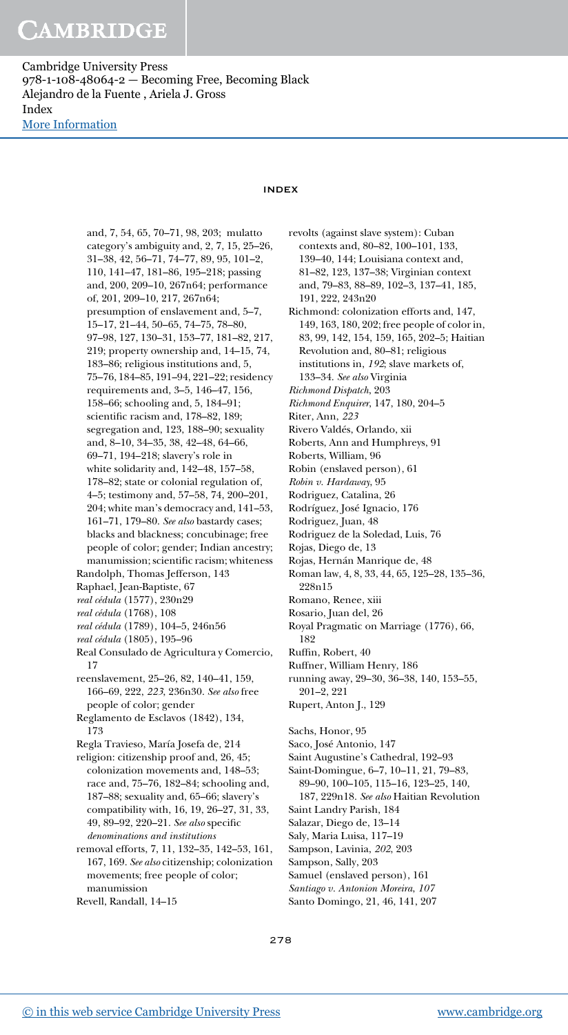# INDEX

and, 7, 54, 65, 70–71, 98, 203; mulatto category's ambiguity and, 2, 7, 15, 25–26, 31–38, 42, 56–71, 74–77, 89, 95, 101–2, 110, 141–47, 181–86, 195–218; passing and, 200, 209–10, 267n64; performance of, 201, 209–10, 217, 267n64; presumption of enslavement and, 5–7, 15–17, 21–44, 50–65, 74–75, 78–80, 97–98, 127, 130–31, 153–77, 181–82, 217, 219; property ownership and, 14–15, 74, 183–86; religious institutions and, 5, 75–76, 184–85, 191–94, 221–22; residency requirements and, 3–5, 146–47, 156, 158–66; schooling and, 5, 184–91; scientific racism and, 178–82, 189; segregation and, 123, 188–90; sexuality and, 8–10, 34–35, 38, 42–48, 64–66, 69–71, 194–218; slavery's role in white solidarity and, 142–48, 157–58, 178–82; state or colonial regulation of, 4–5; testimony and, 57–58, 74, 200–201, 204; white man's democracy and, 141–53, 161–71, 179–80. *See also* bastardy cases; blacks and blackness; concubinage; free people of color; gender; Indian ancestry; manumission; scientific racism; whiteness

Randolph, Thomas Jefferson, 143

Raphael, Jean-Baptiste, 67

*real cédula* (1577), 230n29

*real cédula* (1768), 108

*real cédula* (1789), 104–5, 246n56

*real cédula* (1805), 195–96

Real Consulado de Agricultura y Comercio, 17

reenslavement, 25–26, 82, 140–41, 159, 166–69, 222, *223*, 236n30. *See also* free people of color; gender

Reglamento de Esclavos (1842), 134, 173

Regla Travieso, María Josefa de, 214

religion: citizenship proof and, 26, 45; colonization movements and, 148–53; race and, 75–76, 182–84; schooling and, 187–88; sexuality and, 65–66; slavery's compatibility with, 16, 19, 26–27, 31, 33, 49, 89–92, 220–21. *See also* specific *denominations and institutions*

removal efforts, 7, 11, 132–35, 142–53, 161, 167, 169. *See also* citizenship; colonization movements; free people of color; manumission

Revell, Randall, 14–15

revolts (against slave system): Cuban contexts and, 80–82, 100–101, 133, 139–40, 144; Louisiana context and, 81–82, 123, 137–38; Virginian context and, 79–83, 88–89, 102–3, 137–41, 185, 191, 222, 243n20

Richmond: colonization efforts and, 147, 149, 163, 180, 202; free people of color in, 83, 99, 142, 154, 159, 165, 202–5; Haitian Revolution and, 80–81; religious institutions in, *192*; slave markets of, 133–34. *See also* Virginia

*Richmond Dispatch*, 203

*Richmond Enquirer*, 147, 180, 204–5

Riter, Ann, *223*

Rivero Valdés, Orlando, xii

Roberts, Ann and Humphreys, 91

Roberts, William, 96

Robin (enslaved person), 61

*Robin v. Hardaway*, 95

Rodriguez, Catalina, 26

Rodríguez, José Ignacio, 176

Rodriguez, Juan, 48

Rodriguez de la Soledad, Luis, 76

Rojas, Diego de, 13

Rojas, Hernán Manrique de, 48

Roman law, 4, 8, 33, 44, 65, 125–28, 135–36, 228n15

Romano, Renee, xiii

Rosario, Juan del, 26

Royal Pragmatic on Marriage (1776), 66, 182

Ruffin, Robert, 40

Ruffner, William Henry, 186

running away, 29–30, 36–38, 140, 153–55, 201–2, 221

Rupert, Anton J., 129

Sachs, Honor, 95

Saco, José Antonio, 147

Saint Augustine's Cathedral, 192–93

Saint-Domingue, 6–7, 10–11, 21, 79–83, 89–90, 100–105, 115–16, 123–25, 140, 187, 229n18. *See also* Haitian Revolution

Saint Landry Parish, 184

Salazar, Diego de, 13–14

Saly, Maria Luisa, 117–19

Sampson, Lavinia, *202*, 203

Sampson, Sally, 203

Samuel (enslaved person), 161

*Santiago v. Antonion Moreira*, *107*

Santo Domingo, 21, 46, 141, 207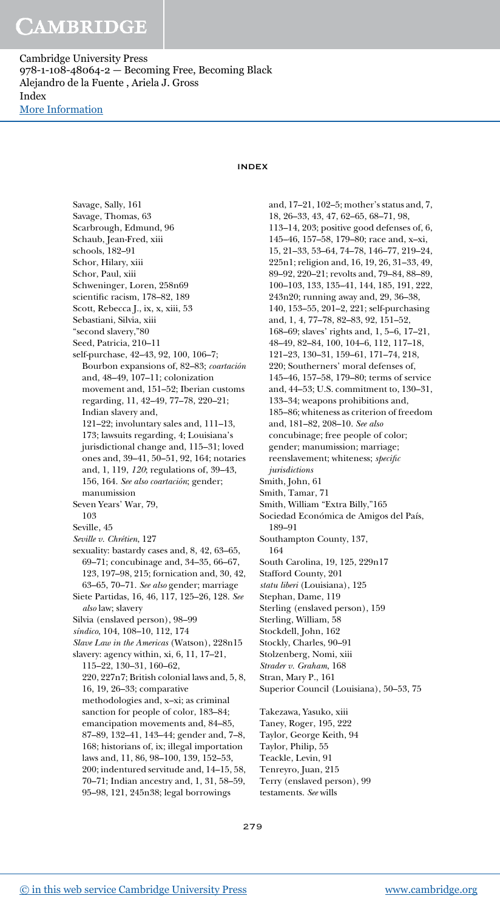## INDEX

Savage, Sally, 161
Savage, Thomas, 63
Scarbrough, Edmund, 96
Schaub, Jean-Fred, xiii
schools, 182–91
Schor, Hilary, xiii
Schor, Paul, xiii
Schweninger, Loren, 258n69
scientific racism, 178–82, 189
Scott, Rebecca J., ix, x, xiii, 53
Sebastiani, Silvia, xiii
"second slavery,"80
Seed, Patricia, 210–11
self-purchase, 42–43, 92, 100, 106–7; Bourbon expansions of, 82–83; *coartación* and, 48–49, 107–11; colonization movement and, 151–52; Iberian customs regarding, 11, 42–49, 77–78, 220–21; Indian slavery and, 121–22; involuntary sales and, 111–13, 173; lawsuits regarding, 4; Louisiana's jurisdictional change and, 115–31; loved ones and, 39–41, 50–51, 92, 164; notaries and, 1, 119, *120*; regulations of, 39–43, 156, 164. *See also coartación*; gender; manumission
Seven Years' War, 79, 103
Seville, 45
*Seville v. Chrétien*, 127
sexuality: bastardy cases and, 8, 42, 63–65, 69–71; concubinage and, 34–35, 66–67, 123, 197–98, 215; fornication and, 30, 42, 63–65, 70–71. *See also* gender; marriage
Siete Partidas, 16, 46, 117, 125–26, 128. *See also* law; slavery
Silvia (enslaved person), 98–99
*síndico*, 104, 108–10, 112, 174
*Slave Law in the Americas* (Watson), 228n15
slavery: agency within, xi, 6, 11, 17–21, 115–22, 130–31, 160–62, 220, 227n7; British colonial laws and, 5, 8, 16, 19, 26–33; comparative methodologies and, x–xi; as criminal sanction for people of color, 183–84; emancipation movements and, 84–85, 87–89, 132–41, 143–44; gender and, 7–8, 168; historians of, ix; illegal importation laws and, 11, 86, 98–100, 139, 152–53, 200; indentured servitude and, 14–15, 58, 70–71; Indian ancestry and, 1, 31, 58–59, 95–98, 121, 245n38; legal borrowings and, 17–21, 102–5; mother's status and, 7, 18, 26–33, 43, 47, 62–65, 68–71, 98, 113–14, 203; positive good defenses of, 6, 145–46, 157–58, 179–80; race and, x–xi, 15, 21–33, 53–64, 74–78, 146–77, 219–24, 225n1; religion and, 16, 19, 26, 31–33, 49, 89–92, 220–21; revolts and, 79–84, 88–89, 100–103, 133, 135–41, 144, 185, 191, 222, 243n20; running away and, 29, 36–38, 140, 153–55, 201–2, 221; self-purchasing and, 1, 4, 77–78, 82–83, 92, 151–52, 168–69; slaves' rights and, 1, 5–6, 17–21, 48–49, 82–84, 100, 104–6, 112, 117–18, 121–23, 130–31, 159–61, 171–74, 218, 220; Southerners' moral defenses of, 145–46, 157–58, 179–80; terms of service and, 44–53; U.S. commitment to, 130–31, 133–34; weapons prohibitions and, 185–86; whiteness as criterion of freedom and, 181–82, 208–10. *See also* concubinage; free people of color; gender; manumission; marriage; reenslavement; whiteness; *specific jurisdictions*
Smith, John, 61
Smith, Tamar, 71
Smith, William "Extra Billy,"165
Sociedad Económica de Amigos del País, 189–91
Southampton County, 137, 164
South Carolina, 19, 125, 229n17
Stafford County, 201
*statu liberi* (Louisiana), 125
Stephan, Dame, 119
Sterling (enslaved person), 159
Sterling, William, 58
Stockdell, John, 162
Stockly, Charles, 90–91
Stolzenberg, Nomi, xiii
*Strader v. Graham*, 168
Stran, Mary P., 161
Superior Council (Louisiana), 50–53, 75

Takezawa, Yasuko, xiii
Taney, Roger, 195, 222
Taylor, George Keith, 94
Taylor, Philip, 55
Teackle, Levin, 91
Tenreyro, Juan, 215
Terry (enslaved person), 99
testaments. *See* wills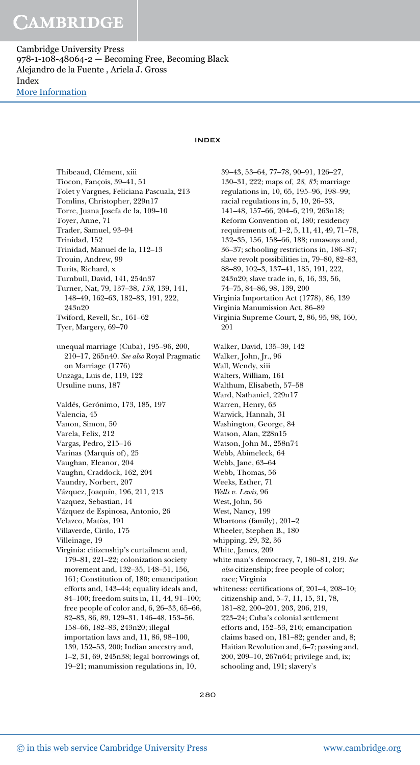## INDEX

Thibeaud, Clément, xiii
Tiocon, François, 39–41, 51
Tolet y Vargnes, Feliciana Pascuala, 213
Tomlins, Christopher, 229n17
Torre, Juana Josefa de la, 109–10
Toyer, Anne, 71
Trader, Samuel, 93–94
Trinidad, 152
Trinidad, Manuel de la, 112–13
Trouin, Andrew, 99
Turits, Richard, x
Turnbull, David, 141, 254n37
Turner, Nat, 79, 137–38, *138*, 139, 141, 148–49, 162–63, 182–83, 191, 222, 243n20
Twiford, Revell, Sr., 161–62
Tyer, Margery, 69–70

unequal marriage (Cuba), 195–96, 200, 210–17, 265n40. *See also* Royal Pragmatic on Marriage (1776)
Unzaga, Luis de, 119, 122
Ursuline nuns, 187

Valdés, Gerónimo, 173, 185, 197
Valencia, 45
Vanon, Simon, 50
Varela, Felix, 212
Vargas, Pedro, 215–16
Varinas (Marquis of), 25
Vaughan, Eleanor, 204
Vaughn, Craddock, 162, 204
Vaundry, Norbert, 207
Vázquez, Joaquín, 196, 211, 213
Vazquez, Sebastian, 14
Vázquez de Espinosa, Antonio, 26
Velazco, Matías, 191
Villaverde, Cirilo, 175
Villeinage, 19
Virginia: citizenship's curtailment and, 179–81, 221–22; colonization society movement and, 132–35, 148–51, 156, 161; Constitution of, 180; emancipation efforts and, 143–44; equality ideals and, 84–100; freedom suits in, 11, 44, 91–100; free people of color and, 6, 26–33, 65–66, 82–83, 86, 89, 129–31, 146–48, 153–56, 158–66, 182–83, 243n20; illegal importation laws and, 11, 86, 98–100, 139, 152–53, 200; Indian ancestry and, 1–2, 31, 69, 245n38; legal borrowings of, 19–21; manumission regulations in, 10, 39–43, 53–64, 77–78, 90–91, 126–27, 130–31, 222; maps of, *28*, *85*; marriage regulations in, 10, 65, 195–96, 198–99; racial regulations in, 5, 10, 26–33, 141–48, 157–66, 204–6, 219, 263n18; Reform Convention of, 180; residency requirements of, 1–2, 5, 11, 41, 49, 71–78, 132–35, 156, 158–66, 188; runaways and, 36–37; schooling restrictions in, 186–87; slave revolt possibilities in, 79–80, 82–83, 88–89, 102–3, 137–41, 185, 191, 222, 243n20; slave trade in, 6, 16, 33, 56, 74–75, 84–86, 98, 139, 200
Virginia Importation Act (1778), 86, 139
Virginia Manumission Act, 86–89
Virginia Supreme Court, 2, 86, 95, 98, 160, 201

Walker, David, 135–39, 142
Walker, John, Jr., 96
Wall, Wendy, xiii
Walters, William, 161
Walthum, Elisabeth, 57–58
Ward, Nathaniel, 229n17
Warren, Henry, 63
Warwick, Hannah, 31
Washington, George, 84
Watson, Alan, 228n15
Watson, John M., 258n74
Webb, Abimeleck, 64
Webb, Jane, 63–64
Webb, Thomas, 56
Weeks, Esther, 71
*Wells v. Lewis*, 96
West, John, 56
West, Nancy, 199
Whartons (family), 201–2
Wheeler, Stephen B., 180
whipping, 29, 32, 36
White, James, 209
white man's democracy, 7, 180–81, 219. *See also* citizenship; free people of color; race; Virginia
whiteness: certifications of, 201–4, 208–10; citizenship and, 5–7, 11, 15, 31, 78, 181–82, 200–201, 203, 206, 219, 223–24; Cuba's colonial settlement efforts and, 152–53, 216; emancipation claims based on, 181–82; gender and, 8; Haitian Revolution and, 6–7; passing and, 200, 209–10, 267n64; privilege and, ix; schooling and, 191; slavery's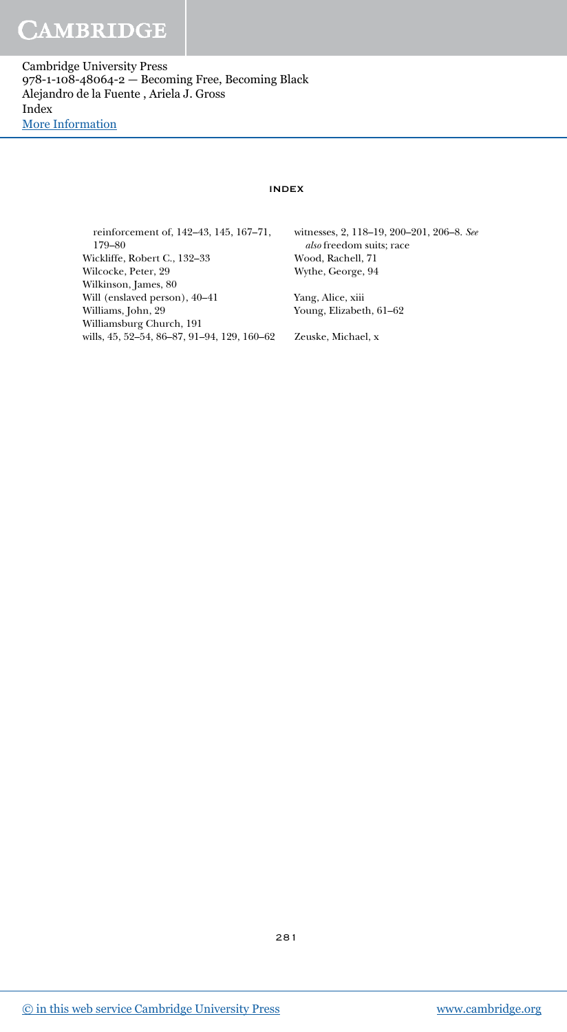# INDEX

reinforcement of, 142–43, 145, 167–71, 179–80
Wickliffe, Robert C., 132–33
Wilcocke, Peter, 29
Wilkinson, James, 80
Will (enslaved person), 40–41
Williams, John, 29
Williamsburg Church, 191
wills, 45, 52–54, 86–87, 91–94, 129, 160–62
witnesses, 2, 118–19, 200–201, 206–8. *See also* freedom suits; race
Wood, Rachell, 71
Wythe, George, 94

Yang, Alice, xiii
Young, Elizabeth, 61–62

Zeuske, Michael, x